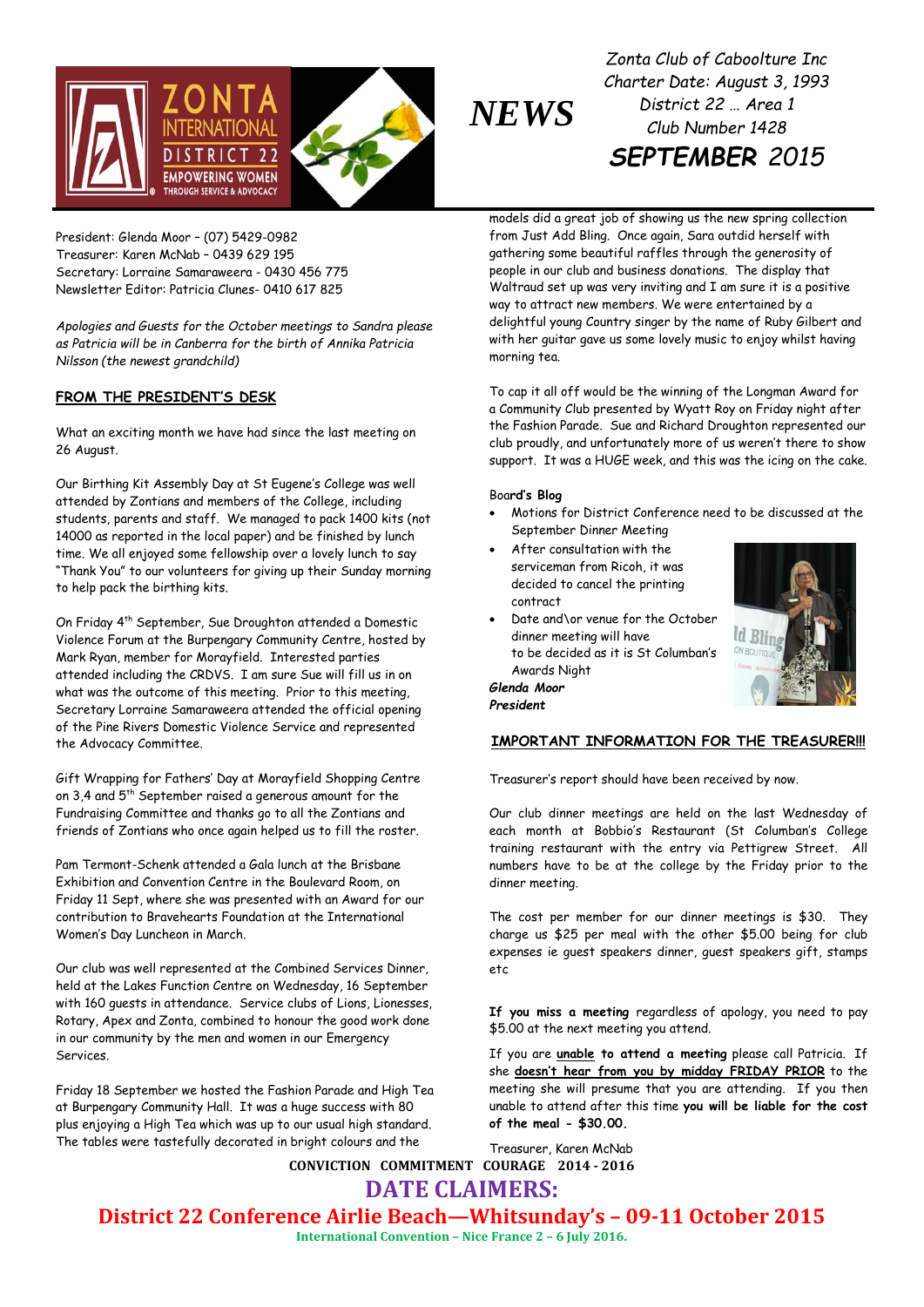# NEWS

*Zonta Club of Caboolture Inc*
*Charter Date: August 3, 1993*
*District 22 … Area 1*
*Club Number 1428*
***SEPTEMBER** 2015*

President: Glenda Moor – (07) 5429-0982
Treasurer: Karen McNab – 0439 629 195
Secretary: Lorraine Samaraweera - 0430 456 775
Newsletter Editor: Patricia Clunes- 0410 617 825

*Apologies and Guests for the October meetings to Sandra please as Patricia will be in Canberra for the birth of Annika Patricia Nilsson (the newest grandchild)*

## FROM THE PRESIDENT'S DESK

What an exciting month we have had since the last meeting on 26 August.

Our Birthing Kit Assembly Day at St Eugene's College was well attended by Zontians and members of the College, including students, parents and staff. We managed to pack 1400 kits (not 14000 as reported in the local paper) and be finished by lunch time. We all enjoyed some fellowship over a lovely lunch to say "Thank You" to our volunteers for giving up their Sunday morning to help pack the birthing kits.

On Friday 4th September, Sue Droughton attended a Domestic Violence Forum at the Burpengary Community Centre, hosted by Mark Ryan, member for Morayfield. Interested parties attended including the CRDVS. I am sure Sue will fill us in on what was the outcome of this meeting. Prior to this meeting, Secretary Lorraine Samaraweera attended the official opening of the Pine Rivers Domestic Violence Service and represented the Advocacy Committee.

Gift Wrapping for Fathers' Day at Morayfield Shopping Centre on 3,4 and 5th September raised a generous amount for the Fundraising Committee and thanks go to all the Zontians and friends of Zontians who once again helped us to fill the roster.

Pam Termont-Schenk attended a Gala lunch at the Brisbane Exhibition and Convention Centre in the Boulevard Room, on Friday 11 Sept, where she was presented with an Award for our contribution to Bravehearts Foundation at the International Women's Day Luncheon in March.

Our club was well represented at the Combined Services Dinner, held at the Lakes Function Centre on Wednesday, 16 September with 160 guests in attendance. Service clubs of Lions, Lionesses, Rotary, Apex and Zonta, combined to honour the good work done in our community by the men and women in our Emergency Services.

Friday 18 September we hosted the Fashion Parade and High Tea at Burpengary Community Hall. It was a huge success with 80 plus enjoying a High Tea which was up to our usual high standard. The tables were tastefully decorated in bright colours and the models did a great job of showing us the new spring collection from Just Add Bling. Once again, Sara outdid herself with gathering some beautiful raffles through the generosity of people in our club and business donations. The display that Waltraud set up was very inviting and I am sure it is a positive way to attract new members. We were entertained by a delightful young Country singer by the name of Ruby Gilbert and with her guitar gave us some lovely music to enjoy whilst having morning tea.

To cap it all off would be the winning of the Longman Award for a Community Club presented by Wyatt Roy on Friday night after the Fashion Parade. Sue and Richard Droughton represented our club proudly, and unfortunately more of us weren't there to show support. It was a HUGE week, and this was the icing on the cake.

### Board's Blog

- Motions for District Conference need to be discussed at the September Dinner Meeting
- After consultation with the serviceman from Ricoh, it was decided to cancel the printing contract
- Date and\or venue for the October dinner meeting will have to be decided as it is St Columban's Awards Night

***Glenda Moor***
***President***

## IMPORTANT INFORMATION FOR THE TREASURER!!!

Treasurer's report should have been received by now.

Our club dinner meetings are held on the last Wednesday of each month at Bobbio's Restaurant (St Columban's College training restaurant with the entry via Pettigrew Street. All numbers have to be at the college by the Friday prior to the dinner meeting.

The cost per member for our dinner meetings is $30. They charge us $25 per meal with the other $5.00 being for club expenses ie guest speakers dinner, guest speakers gift, stamps etc

**If you miss a meeting** regardless of apology, you need to pay $5.00 at the next meeting you attend.

If you are **unable to attend a meeting** please call Patricia. If she **doesn't hear from you by midday FRIDAY PRIOR** to the meeting she will presume that you are attending. If you then unable to attend after this time **you will be liable for the cost of the meal - $30.00.**

Treasurer, Karen McNab

**CONVICTION COMMITMENT COURAGE 2014 - 2016**

## DATE CLAIMERS:

**District 22 Conference Airlie Beach—Whitsunday's – 09-11 October 2015**

**International Convention – Nice France 2 – 6 July 2016.**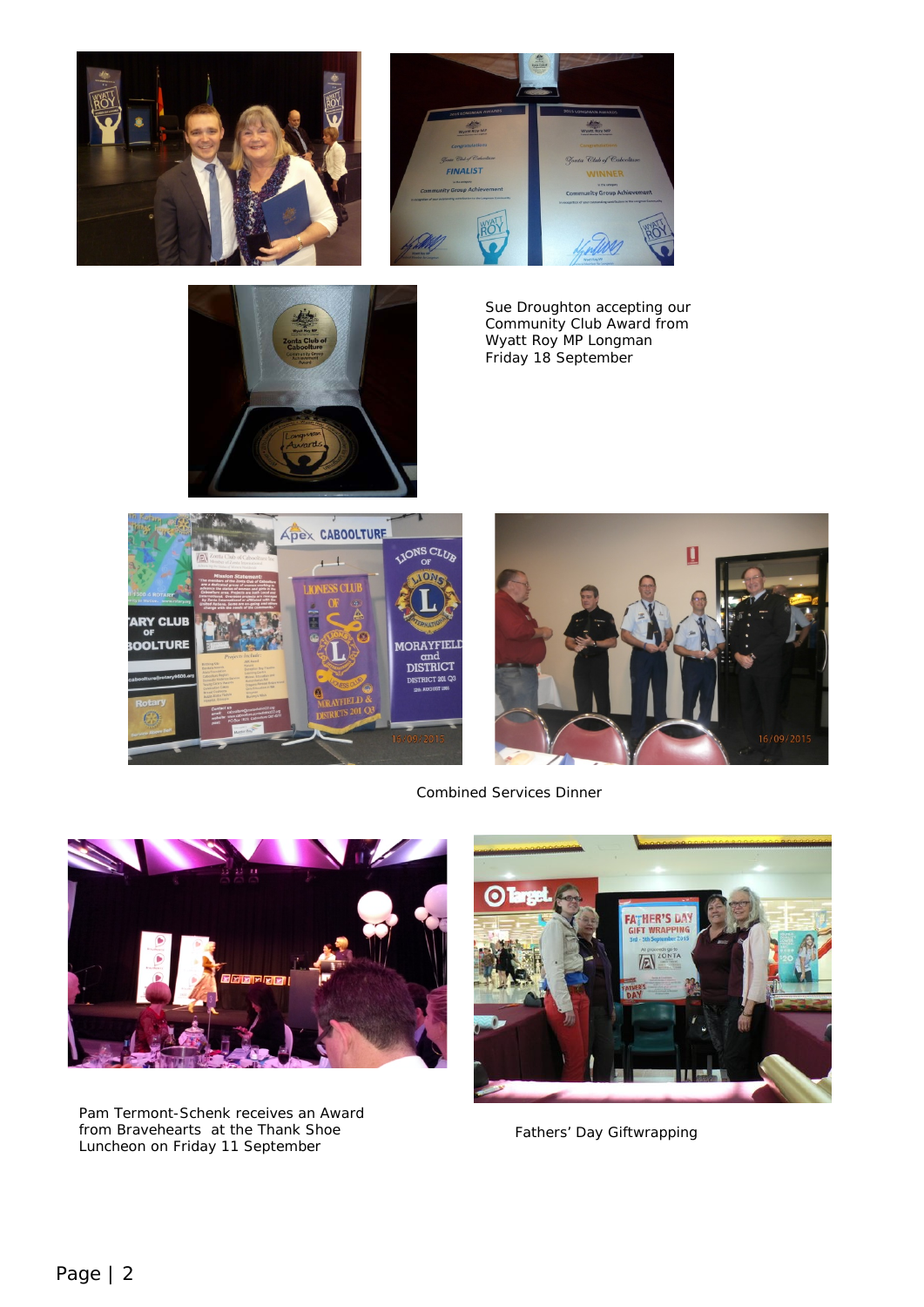Sue Droughton accepting our Community Club Award from Wyatt Roy MP Longman Friday 18 September

Combined Services Dinner

Pam Termont-Schenk receives an Award from Bravehearts at the Thank Shoe Luncheon on Friday 11 September

Fathers' Day Giftwrapping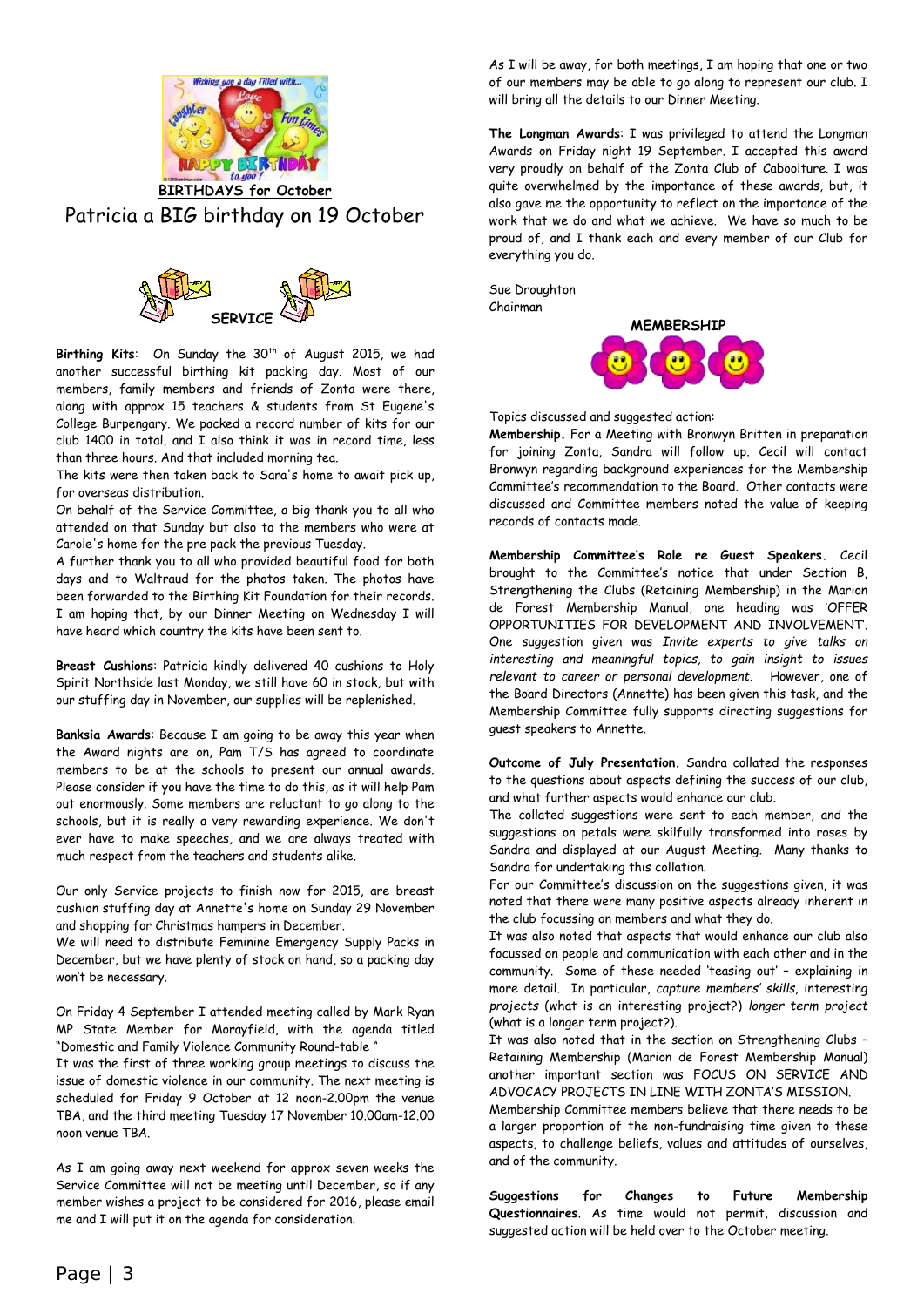**BIRTHDAYS for October**

Patricia a BIG birthday on 19 October

## SERVICE

**Birthing Kits**: On Sunday the 30th of August 2015, we had another successful birthing kit packing day. Most of our members, family members and friends of Zonta were there, along with approx 15 teachers & students from St Eugene's College Burpengary. We packed a record number of kits for our club 1400 in total, and I also think it was in record time, less than three hours. And that included morning tea.

The kits were then taken back to Sara's home to await pick up, for overseas distribution.

On behalf of the Service Committee, a big thank you to all who attended on that Sunday but also to the members who were at Carole's home for the pre pack the previous Tuesday.

A further thank you to all who provided beautiful food for both days and to Waltraud for the photos taken. The photos have been forwarded to the Birthing Kit Foundation for their records. I am hoping that, by our Dinner Meeting on Wednesday I will have heard which country the kits have been sent to.

**Breast Cushions**: Patricia kindly delivered 40 cushions to Holy Spirit Northside last Monday, we still have 60 in stock, but with our stuffing day in November, our supplies will be replenished.

**Banksia Awards**: Because I am going to be away this year when the Award nights are on, Pam T/S has agreed to coordinate members to be at the schools to present our annual awards. Please consider if you have the time to do this, as it will help Pam out enormously. Some members are reluctant to go along to the schools, but it is really a very rewarding experience. We don't ever have to make speeches, and we are always treated with much respect from the teachers and students alike.

Our only Service projects to finish now for 2015, are breast cushion stuffing day at Annette's home on Sunday 29 November and shopping for Christmas hampers in December.

We will need to distribute Feminine Emergency Supply Packs in December, but we have plenty of stock on hand, so a packing day won't be necessary.

On Friday 4 September I attended meeting called by Mark Ryan MP State Member for Morayfield, with the agenda titled "Domestic and Family Violence Community Round-table "

It was the first of three working group meetings to discuss the issue of domestic violence in our community. The next meeting is scheduled for Friday 9 October at 12 noon-2.00pm the venue TBA, and the third meeting Tuesday 17 November 10.00am-12.00 noon venue TBA.

As I am going away next weekend for approx seven weeks the Service Committee will not be meeting until December, so if any member wishes a project to be considered for 2016, please email me and I will put it on the agenda for consideration.

As I will be away, for both meetings, I am hoping that one or two of our members may be able to go along to represent our club. I will bring all the details to our Dinner Meeting.

**The Longman Awards**: I was privileged to attend the Longman Awards on Friday night 19 September. I accepted this award very proudly on behalf of the Zonta Club of Caboolture. I was quite overwhelmed by the importance of these awards, but, it also gave me the opportunity to reflect on the importance of the work that we do and what we achieve. We have so much to be proud of, and I thank each and every member of our Club for everything you do.

Sue Droughton
Chairman

## MEMBERSHIP

Topics discussed and suggested action:

**Membership.** For a Meeting with Bronwyn Britten in preparation for joining Zonta, Sandra will follow up. Cecil will contact Bronwyn regarding background experiences for the Membership Committee's recommendation to the Board. Other contacts were discussed and Committee members noted the value of keeping records of contacts made.

**Membership Committee's Role re Guest Speakers.** Cecil brought to the Committee's notice that under Section B, Strengthening the Clubs (Retaining Membership) in the Marion de Forest Membership Manual, one heading was 'OFFER OPPORTUNITIES FOR DEVELOPMENT AND INVOLVEMENT'. One suggestion given was *Invite experts to give talks on interesting and meaningful topics, to gain insight to issues relevant to career or personal development.* However, one of the Board Directors (Annette) has been given this task, and the Membership Committee fully supports directing suggestions for guest speakers to Annette.

**Outcome of July Presentation.** Sandra collated the responses to the questions about aspects defining the success of our club, and what further aspects would enhance our club.

The collated suggestions were sent to each member, and the suggestions on petals were skilfully transformed into roses by Sandra and displayed at our August Meeting. Many thanks to Sandra for undertaking this collation.

For our Committee's discussion on the suggestions given, it was noted that there were many positive aspects already inherent in the club focussing on members and what they do.

It was also noted that aspects that would enhance our club also focussed on people and communication with each other and in the community. Some of these needed 'teasing out' – explaining in more detail. In particular, *capture members' skills*, interesting *projects* (what is an interesting project?) *longer term project* (what is a longer term project?).

It was also noted that in the section on Strengthening Clubs – Retaining Membership (Marion de Forest Membership Manual) another important section was FOCUS ON SERVICE AND ADVOCACY PROJECTS IN LINE WITH ZONTA'S MISSION.

Membership Committee members believe that there needs to be a larger proportion of the non-fundraising time given to these aspects, to challenge beliefs, values and attitudes of ourselves, and of the community.

**Suggestions for Changes to Future Membership Questionnaires**. As time would not permit, discussion and suggested action will be held over to the October meeting.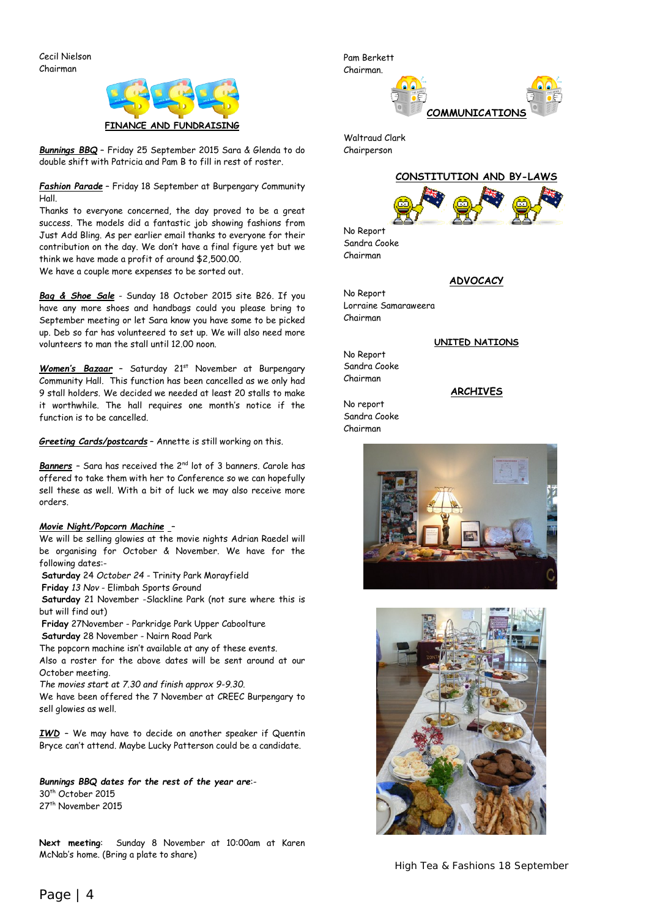Cecil Nielson
Chairman

## FINANCE AND FUNDRAISING

***Bunnings BBQ*** – Friday 25 September 2015 Sara & Glenda to do double shift with Patricia and Pam B to fill in rest of roster.

***Fashion Parade*** – Friday 18 September at Burpengary Community Hall.
Thanks to everyone concerned, the day proved to be a great success. The models did a fantastic job showing fashions from Just Add Bling. As per earlier email thanks to everyone for their contribution on the day. We don't have a final figure yet but we think we have made a profit of around $2,500.00.
We have a couple more expenses to be sorted out.

***Bag & Shoe Sale*** - Sunday 18 October 2015 site B26. If you have any more shoes and handbags could you please bring to September meeting or let Sara know you have some to be picked up. Deb so far has volunteered to set up. We will also need more volunteers to man the stall until 12.00 noon.

***Women's Bazaar*** – Saturday 21st November at Burpengary Community Hall. This function has been cancelled as we only had 9 stall holders. We decided we needed at least 20 stalls to make it worthwhile. The hall requires one month's notice if the function is to be cancelled.

***Greeting Cards/postcards*** – Annette is still working on this.

***Banners*** – Sara has received the 2nd lot of 3 banners. Carole has offered to take them with her to Conference so we can hopefully sell these as well. With a bit of luck we may also receive more orders.

***Movie Night/Popcorn Machine*** –
We will be selling glowies at the movie nights Adrian Raedel will be organising for October & November. We have for the following dates:-
**Saturday** 24 *October 24* - Trinity Park Morayfield
**Friday** *13 Nov* - Elimbah Sports Ground
**Saturday** 21 November -Slackline Park (not sure where this is but will find out)
**Friday** 27November - Parkridge Park Upper Caboolture
**Saturday** 28 November - Nairn Road Park
The popcorn machine isn't available at any of these events.
Also a roster for the above dates will be sent around at our October meeting.
*The movies start at 7.30 and finish approx 9-9.30.*
We have been offered the 7 November at CREEC Burpengary to sell glowies as well.

***IWD*** – We may have to decide on another speaker if Quentin Bryce can't attend. Maybe Lucky Patterson could be a candidate.

***Bunnings BBQ dates for the rest of the year are***:-
30th October 2015
27th November 2015

**Next meeting**: Sunday 8 November at 10:00am at Karen McNab's home. (Bring a plate to share)

Pam Berkett
Chairman.

## COMMUNICATIONS

Waltraud Clark
Chairperson

## CONSTITUTION AND BY-LAWS

No Report
Sandra Cooke
Chairman

## ADVOCACY

No Report
Lorraine Samaraweera
Chairman

## UNITED NATIONS

No Report
Sandra Cooke
Chairman

## ARCHIVES

No report
Sandra Cooke
Chairman

High Tea & Fashions 18 September